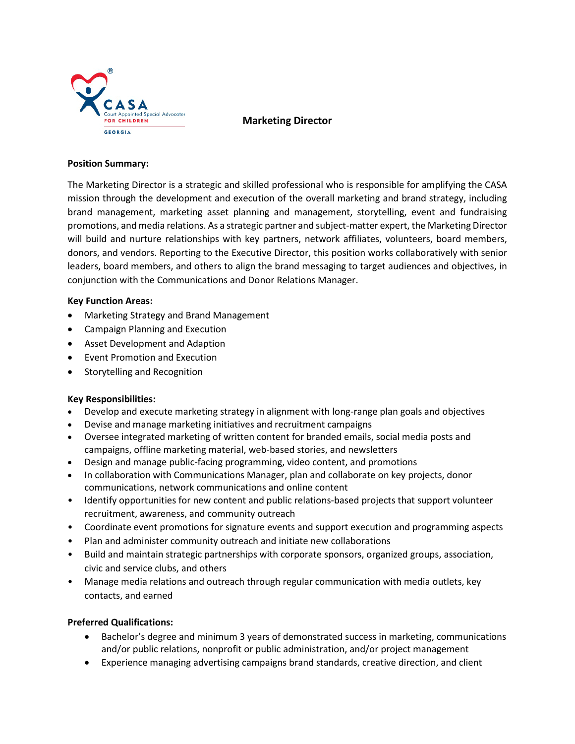# Marketing Director

**Position Summary:**

The Marketing Director is a strategic and skilled professional who is responsible for amplifying the CASA mission through the development and execution of the overall marketing and brand strategy, including brand management, marketing asset planning and management, storytelling, event and fundraising promotions, and media relations. As a strategic partner and subject-matter expert, the Marketing Director will build and nurture relationships with key partners, network affiliates, volunteers, board members, donors, and vendors. Reporting to the Executive Director, this position works collaboratively with senior leaders, board members, and others to align the brand messaging to target audiences and objectives, in conjunction with the Communications and Donor Relations Manager.

**Key Function Areas:**

- Marketing Strategy and Brand Management
- Campaign Planning and Execution
- Asset Development and Adaption
- Event Promotion and Execution
- Storytelling and Recognition

**Key Responsibilities:**

- Develop and execute marketing strategy in alignment with long-range plan goals and objectives
- Devise and manage marketing initiatives and recruitment campaigns
- Oversee integrated marketing of written content for branded emails, social media posts and campaigns, offline marketing material, web-based stories, and newsletters
- Design and manage public-facing programming, video content, and promotions
- In collaboration with Communications Manager, plan and collaborate on key projects, donor communications, network communications and online content
- Identify opportunities for new content and public relations-based projects that support volunteer recruitment, awareness, and community outreach
- Coordinate event promotions for signature events and support execution and programming aspects
- Plan and administer community outreach and initiate new collaborations
- Build and maintain strategic partnerships with corporate sponsors, organized groups, association, civic and service clubs, and others
- Manage media relations and outreach through regular communication with media outlets, key contacts, and earned

**Preferred Qualifications:**

- Bachelor's degree and minimum 3 years of demonstrated success in marketing, communications and/or public relations, nonprofit or public administration, and/or project management
- Experience managing advertising campaigns brand standards, creative direction, and client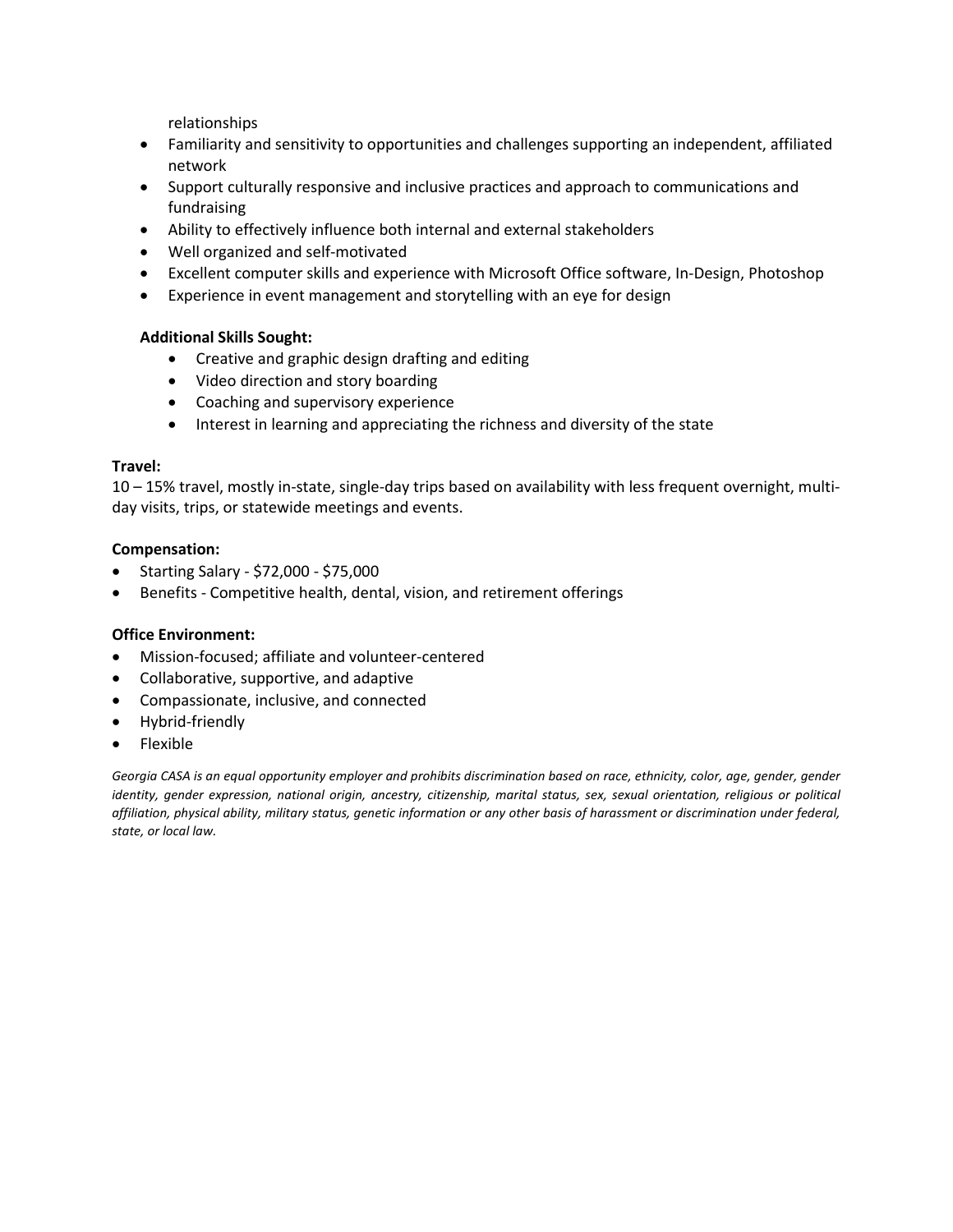relationships

- Familiarity and sensitivity to opportunities and challenges supporting an independent, affiliated network
- Support culturally responsive and inclusive practices and approach to communications and fundraising
- Ability to effectively influence both internal and external stakeholders
- Well organized and self-motivated
- Excellent computer skills and experience with Microsoft Office software, In-Design, Photoshop
- Experience in event management and storytelling with an eye for design

**Additional Skills Sought:**

- Creative and graphic design drafting and editing
- Video direction and story boarding
- Coaching and supervisory experience
- Interest in learning and appreciating the richness and diversity of the state

**Travel:**

10 – 15% travel, mostly in-state, single-day trips based on availability with less frequent overnight, multi-day visits, trips, or statewide meetings and events.

**Compensation:**

- Starting Salary - $72,000 - $75,000
- Benefits - Competitive health, dental, vision, and retirement offerings

**Office Environment:**

- Mission-focused; affiliate and volunteer-centered
- Collaborative, supportive, and adaptive
- Compassionate, inclusive, and connected
- Hybrid-friendly
- Flexible

*Georgia CASA is an equal opportunity employer and prohibits discrimination based on race, ethnicity, color, age, gender, gender identity, gender expression, national origin, ancestry, citizenship, marital status, sex, sexual orientation, religious or political affiliation, physical ability, military status, genetic information or any other basis of harassment or discrimination under federal, state, or local law.*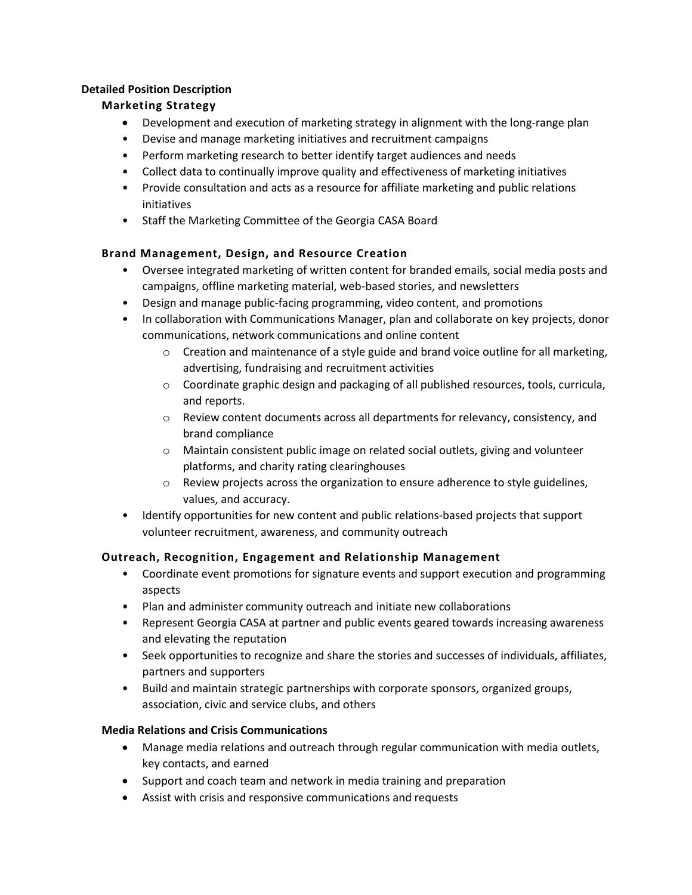**Detailed Position Description**

### Marketing Strategy

- Development and execution of marketing strategy in alignment with the long-range plan
- Devise and manage marketing initiatives and recruitment campaigns
- Perform marketing research to better identify target audiences and needs
- Collect data to continually improve quality and effectiveness of marketing initiatives
- Provide consultation and acts as a resource for affiliate marketing and public relations initiatives
- Staff the Marketing Committee of the Georgia CASA Board

### Brand Management, Design, and Resource Creation

- Oversee integrated marketing of written content for branded emails, social media posts and campaigns, offline marketing material, web-based stories, and newsletters
- Design and manage public-facing programming, video content, and promotions
- In collaboration with Communications Manager, plan and collaborate on key projects, donor communications, network communications and online content
  - Creation and maintenance of a style guide and brand voice outline for all marketing, advertising, fundraising and recruitment activities
  - Coordinate graphic design and packaging of all published resources, tools, curricula, and reports.
  - Review content documents across all departments for relevancy, consistency, and brand compliance
  - Maintain consistent public image on related social outlets, giving and volunteer platforms, and charity rating clearinghouses
  - Review projects across the organization to ensure adherence to style guidelines, values, and accuracy.
- Identify opportunities for new content and public relations-based projects that support volunteer recruitment, awareness, and community outreach

### Outreach, Recognition, Engagement and Relationship Management

- Coordinate event promotions for signature events and support execution and programming aspects
- Plan and administer community outreach and initiate new collaborations
- Represent Georgia CASA at partner and public events geared towards increasing awareness and elevating the reputation
- Seek opportunities to recognize and share the stories and successes of individuals, affiliates, partners and supporters
- Build and maintain strategic partnerships with corporate sponsors, organized groups, association, civic and service clubs, and others

### Media Relations and Crisis Communications

- Manage media relations and outreach through regular communication with media outlets, key contacts, and earned
- Support and coach team and network in media training and preparation
- Assist with crisis and responsive communications and requests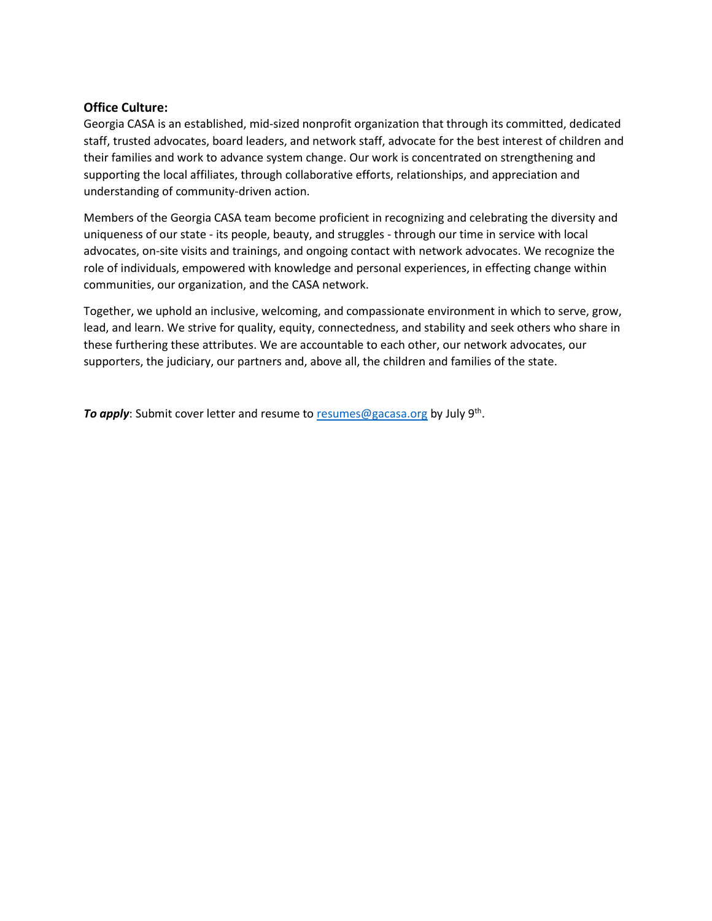**Office Culture:**

Georgia CASA is an established, mid-sized nonprofit organization that through its committed, dedicated staff, trusted advocates, board leaders, and network staff, advocate for the best interest of children and their families and work to advance system change. Our work is concentrated on strengthening and supporting the local affiliates, through collaborative efforts, relationships, and appreciation and understanding of community-driven action.

Members of the Georgia CASA team become proficient in recognizing and celebrating the diversity and uniqueness of our state - its people, beauty, and struggles - through our time in service with local advocates, on-site visits and trainings, and ongoing contact with network advocates. We recognize the role of individuals, empowered with knowledge and personal experiences, in effecting change within communities, our organization, and the CASA network.

Together, we uphold an inclusive, welcoming, and compassionate environment in which to serve, grow, lead, and learn. We strive for quality, equity, connectedness, and stability and seek others who share in these furthering these attributes. We are accountable to each other, our network advocates, our supporters, the judiciary, our partners and, above all, the children and families of the state.

***To apply***: Submit cover letter and resume to [resumes@gacasa.org](mailto:resumes@gacasa.org) by July 9th.